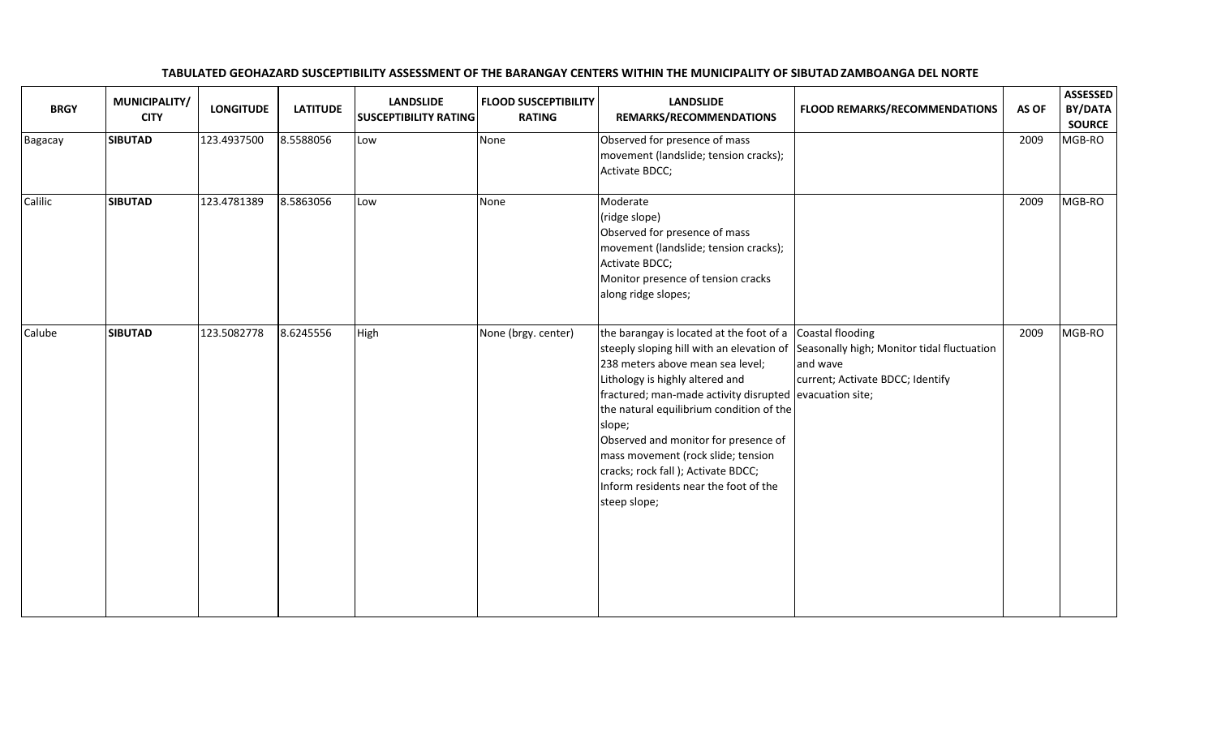**TABULATED GEOHAZARD SUSCEPTIBILITY ASSESSMENT OF THE BARANGAY CENTERS WITHIN THE MUNICIPALITY OF SIBUTAD ZAMBOANGA DEL NORTE**

| BRGY | MUNICIPALITY/ CITY | LONGITUDE | LATITUDE | LANDSLIDE SUSCEPTIBILITY RATING | FLOOD SUSCEPTIBILITY RATING | LANDSLIDE REMARKS/RECOMMENDATIONS | FLOOD REMARKS/RECOMMENDATIONS | AS OF | ASSESSED BY/DATA SOURCE |
|---|---|---|---|---|---|---|---|---|---|
| Bagacay | **SIBUTAD** | 123.4937500 | 8.5588056 | Low | None | Observed for presence of mass movement (landslide; tension cracks); Activate BDCC; | | 2009 | MGB-RO |
| Calilic | **SIBUTAD** | 123.4781389 | 8.5863056 | Low | None | Moderate (ridge slope) Observed for presence of mass movement (landslide; tension cracks); Activate BDCC; Monitor presence of tension cracks along ridge slopes; | | 2009 | MGB-RO |
| Calube | **SIBUTAD** | 123.5082778 | 8.6245556 | High | None (brgy. center) | the barangay is located at the foot of a steeply sloping hill with an elevation of 238 meters above mean sea level; Lithology is highly altered and fractured; man-made activity disrupted the natural equilibrium condition of the slope; Observed and monitor for presence of mass movement (rock slide; tension cracks; rock fall ); Activate BDCC; Inform residents near the foot of the steep slope; | Coastal flooding Seasonally high; Monitor tidal fluctuation and wave current; Activate BDCC; Identify evacuation site; | 2009 | MGB-RO |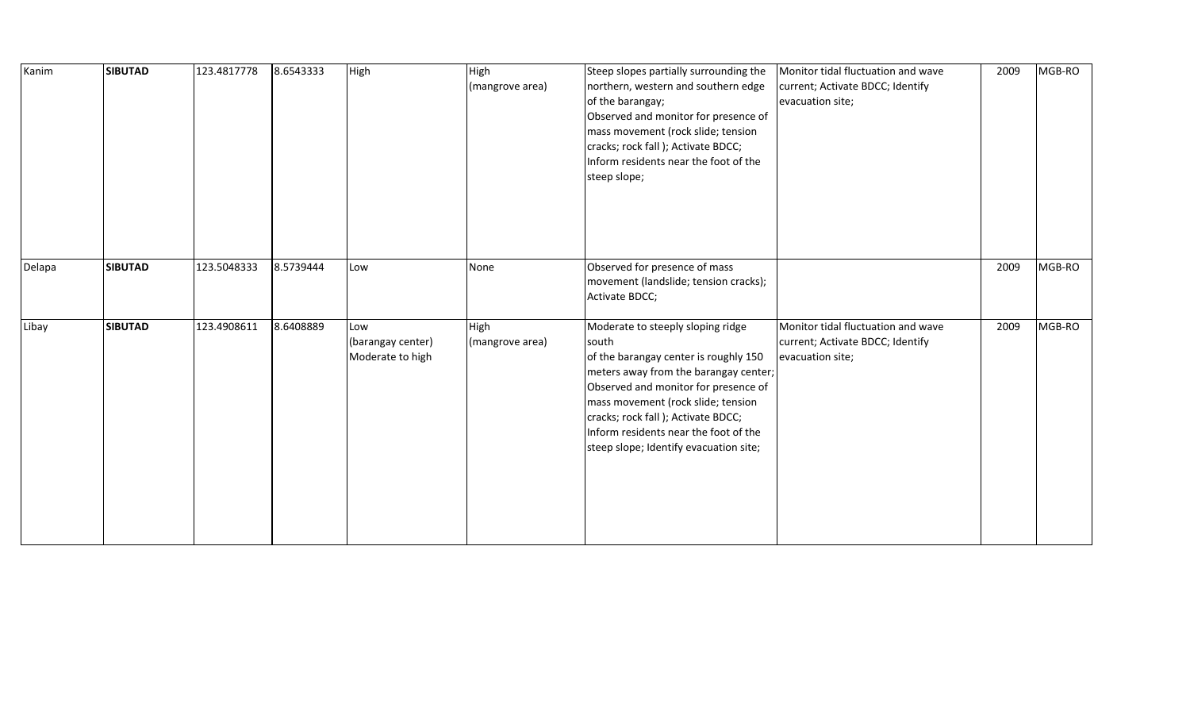| | | | | | | | | | |
|---|---|---|---|---|---|---|---|---|---|
| Kanim | **SIBUTAD** | 123.4817778 | 8.6543333 | High | High (mangrove area) | Steep slopes partially surrounding the northern, western and southern edge of the barangay; Observed and monitor for presence of mass movement (rock slide; tension cracks; rock fall ); Activate BDCC; Inform residents near the foot of the steep slope; | Monitor tidal fluctuation and wave current; Activate BDCC; Identify evacuation site; | 2009 | MGB-RO |
| Delapa | **SIBUTAD** | 123.5048333 | 8.5739444 | Low | None | Observed for presence of mass movement (landslide; tension cracks); Activate BDCC; | | 2009 | MGB-RO |
| Libay | **SIBUTAD** | 123.4908611 | 8.6408889 | Low (barangay center) Moderate to high | High (mangrove area) | Moderate to steeply sloping ridge south of the barangay center is roughly 150 meters away from the barangay center; Observed and monitor for presence of mass movement (rock slide; tension cracks; rock fall ); Activate BDCC; Inform residents near the foot of the steep slope; Identify evacuation site; | Monitor tidal fluctuation and wave current; Activate BDCC; Identify evacuation site; | 2009 | MGB-RO |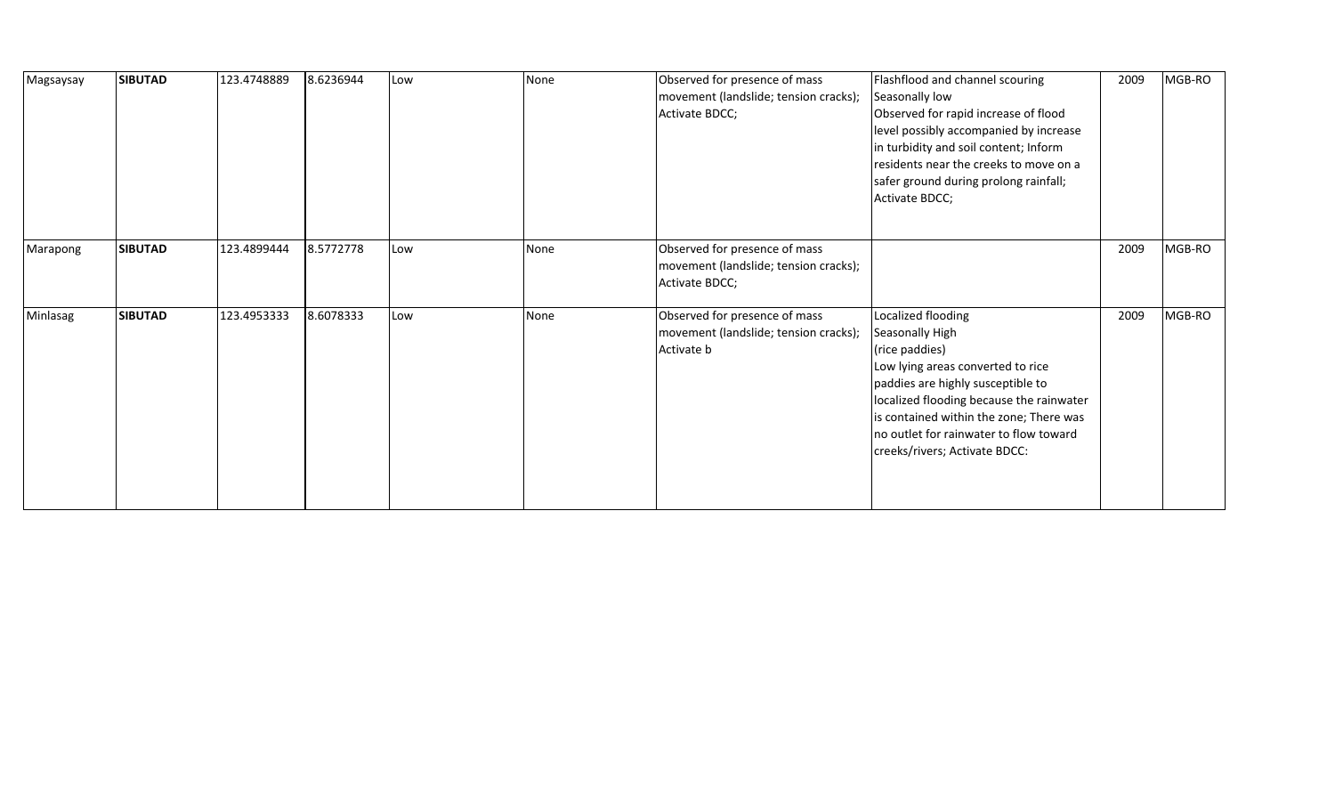| | | | | | | | | | |
|---|---|---|---|---|---|---|---|---|---|
| Magsaysay | **SIBUTAD** | 123.4748889 | 8.6236944 | Low | None | Observed for presence of mass movement (landslide; tension cracks); Activate BDCC; | Flashflood and channel scouring Seasonally low Observed for rapid increase of flood level possibly accompanied by increase in turbidity and soil content; Inform residents near the creeks to move on a safer ground during prolong rainfall; Activate BDCC; | 2009 | MGB-RO |
| Marapong | **SIBUTAD** | 123.4899444 | 8.5772778 | Low | None | Observed for presence of mass movement (landslide; tension cracks); Activate BDCC; | | 2009 | MGB-RO |
| Minlasag | **SIBUTAD** | 123.4953333 | 8.6078333 | Low | None | Observed for presence of mass movement (landslide; tension cracks); Activate b | Localized flooding Seasonally High (rice paddies) Low lying areas converted to rice paddies are highly susceptible to localized flooding because the rainwater is contained within the zone; There was no outlet for rainwater to flow toward creeks/rivers; Activate BDCC: | 2009 | MGB-RO |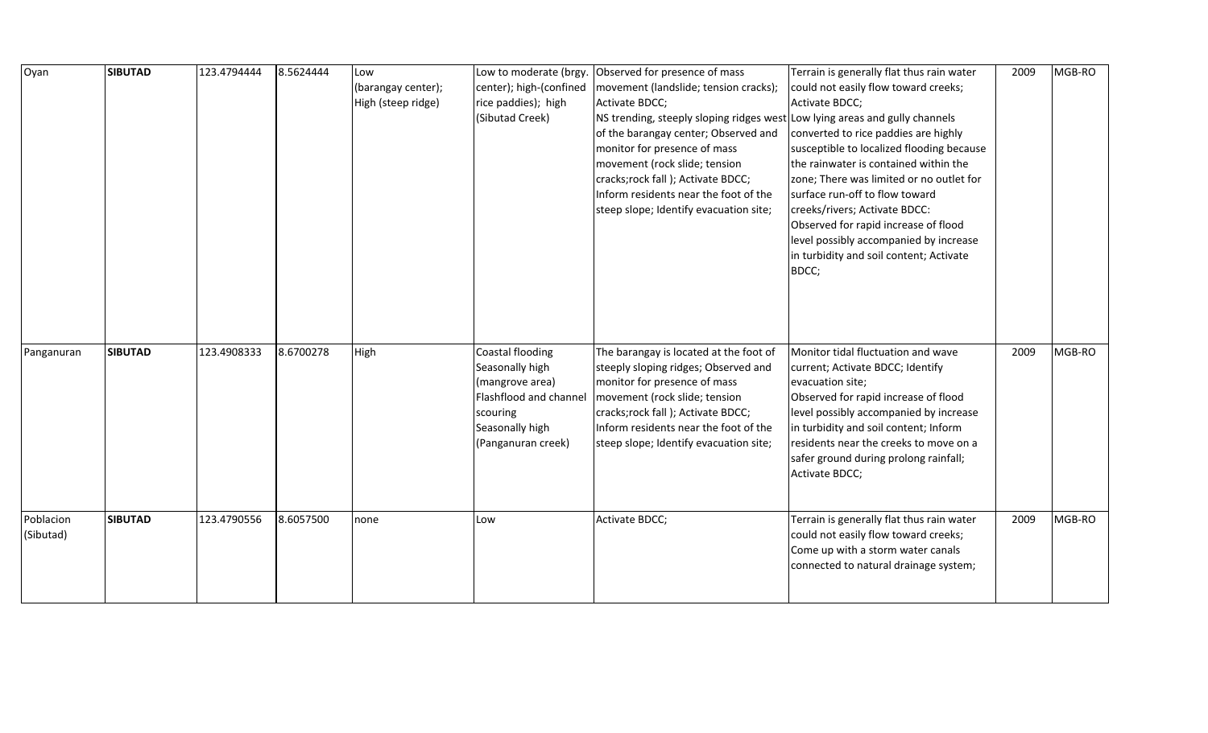| | | | | | | | | | |
|---|---|---|---|---|---|---|---|---|---|
| Oyan | **SIBUTAD** | 123.4794444 | 8.5624444 | Low (barangay center); High (steep ridge) | Low to moderate (brgy. center); high-(confined rice paddies); high (Sibutad Creek) | Observed for presence of mass movement (landslide; tension cracks); Activate BDCC; NS trending, steeply sloping ridges west of the barangay center; Observed and monitor for presence of mass movement (rock slide; tension cracks;rock fall ); Activate BDCC; Inform residents near the foot of the steep slope; Identify evacuation site; | Terrain is generally flat thus rain water could not easily flow toward creeks; Activate BDCC; Low lying areas and gully channels converted to rice paddies are highly susceptible to localized flooding because the rainwater is contained within the zone; There was limited or no outlet for surface run-off to flow toward creeks/rivers; Activate BDCC: Observed for rapid increase of flood level possibly accompanied by increase in turbidity and soil content; Activate BDCC; | 2009 | MGB-RO |
| Panganuran | **SIBUTAD** | 123.4908333 | 8.6700278 | High | Coastal flooding Seasonally high (mangrove area) Flashflood and channel scouring Seasonally high (Panganuran creek) | The barangay is located at the foot of steeply sloping ridges; Observed and monitor for presence of mass movement (rock slide; tension cracks;rock fall ); Activate BDCC; Inform residents near the foot of the steep slope; Identify evacuation site; | Monitor tidal fluctuation and wave current; Activate BDCC; Identify evacuation site; Observed for rapid increase of flood level possibly accompanied by increase in turbidity and soil content; Inform residents near the creeks to move on a safer ground during prolong rainfall; Activate BDCC; | 2009 | MGB-RO |
| Poblacion (Sibutad) | **SIBUTAD** | 123.4790556 | 8.6057500 | none | Low | Activate BDCC; | Terrain is generally flat thus rain water could not easily flow toward creeks; Come up with a storm water canals connected to natural drainage system; | 2009 | MGB-RO |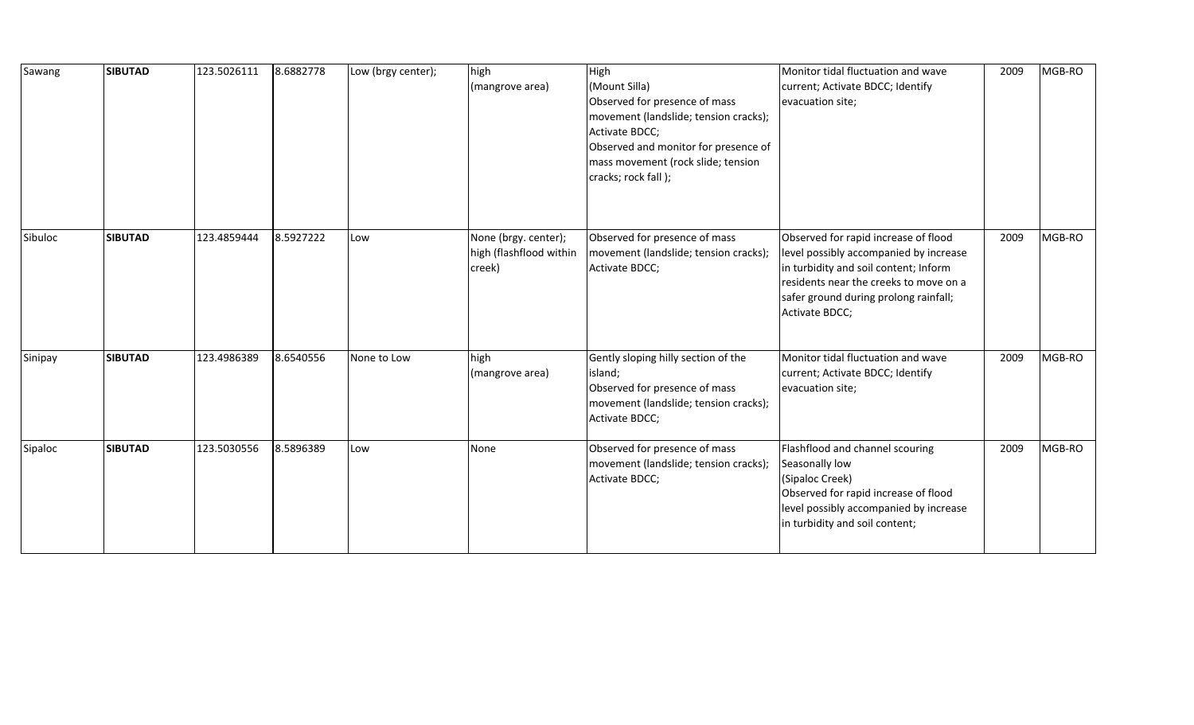| | | | | | | | | | |
|---|---|---|---|---|---|---|---|---|---|
| Sawang | **SIBUTAD** | 123.5026111 | 8.6882778 | Low (brgy center); | high (mangrove area) | High (Mount Silla) Observed for presence of mass movement (landslide; tension cracks); Activate BDCC; Observed and monitor for presence of mass movement (rock slide; tension cracks; rock fall ); | Monitor tidal fluctuation and wave current; Activate BDCC; Identify evacuation site; | 2009 | MGB-RO |
| Sibuloc | **SIBUTAD** | 123.4859444 | 8.5927222 | Low | None (brgy. center); high (flashflood within creek) | Observed for presence of mass movement (landslide; tension cracks); Activate BDCC; | Observed for rapid increase of flood level possibly accompanied by increase in turbidity and soil content; Inform residents near the creeks to move on a safer ground during prolong rainfall; Activate BDCC; | 2009 | MGB-RO |
| Sinipay | **SIBUTAD** | 123.4986389 | 8.6540556 | None to Low | high (mangrove area) | Gently sloping hilly section of the island; Observed for presence of mass movement (landslide; tension cracks); Activate BDCC; | Monitor tidal fluctuation and wave current; Activate BDCC; Identify evacuation site; | 2009 | MGB-RO |
| Sipaloc | **SIBUTAD** | 123.5030556 | 8.5896389 | Low | None | Observed for presence of mass movement (landslide; tension cracks); Activate BDCC; | Flashflood and channel scouring Seasonally low (Sipaloc Creek) Observed for rapid increase of flood level possibly accompanied by increase in turbidity and soil content; | 2009 | MGB-RO |